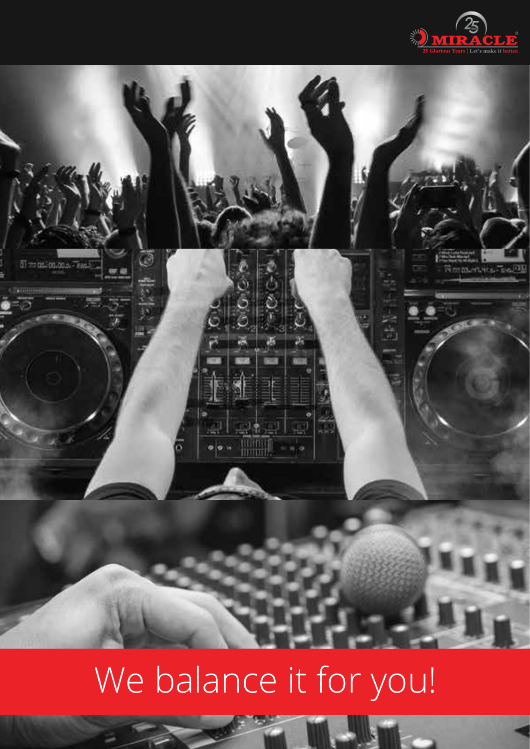MIRACLE

25 Glorious Years | Let's make it better.

# We balance it for you!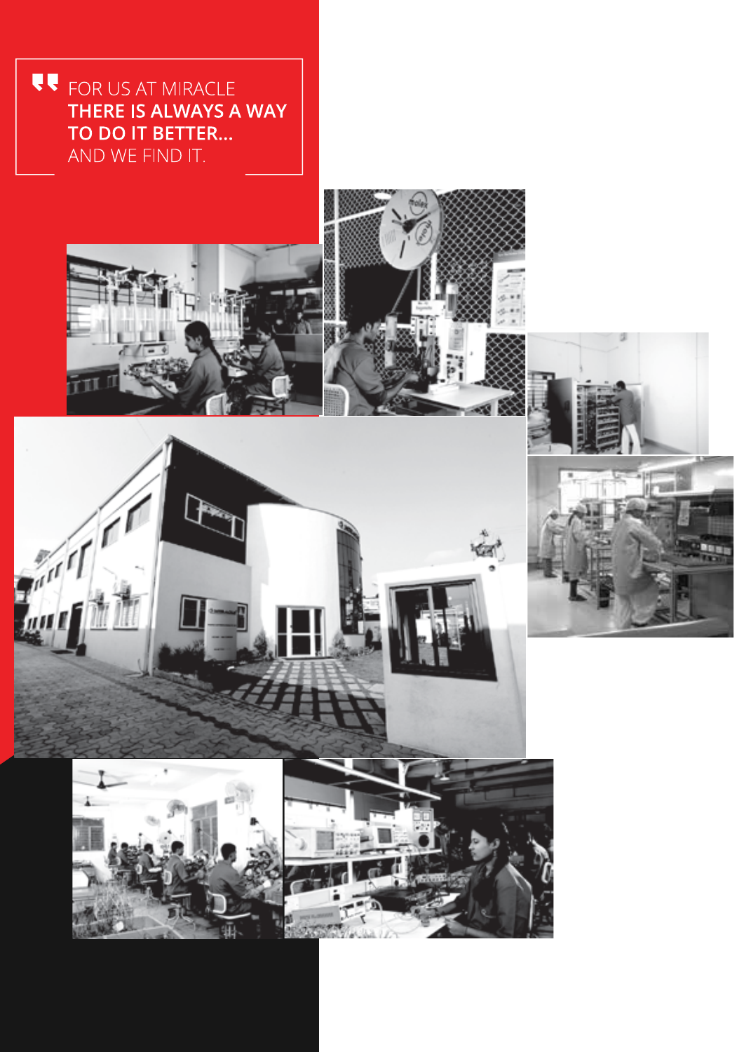> FOR US AT MIRACLE
> **THERE IS ALWAYS A WAY TO DO IT BETTER...**
> AND WE FIND IT.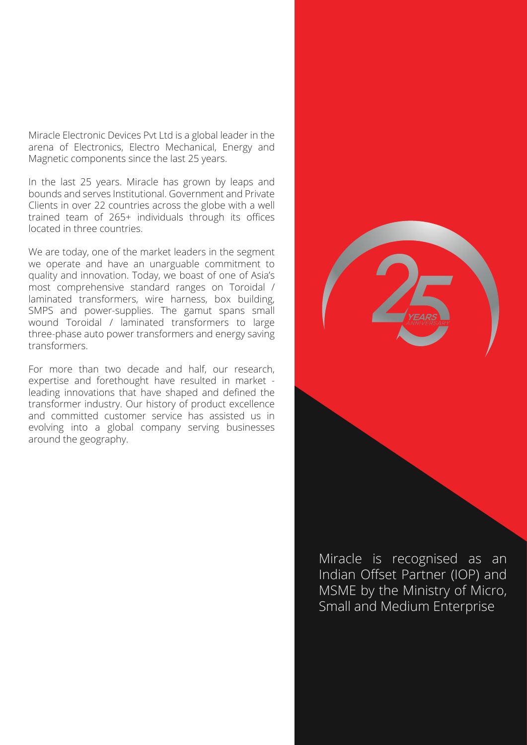Miracle Electronic Devices Pvt Ltd is a global leader in the arena of Electronics, Electro Mechanical, Energy and Magnetic components since the last 25 years.

In the last 25 years. Miracle has grown by leaps and bounds and serves Institutional. Government and Private Clients in over 22 countries across the globe with a well trained team of 265+ individuals through its offices located in three countries.

We are today, one of the market leaders in the segment we operate and have an unarguable commitment to quality and innovation. Today, we boast of one of Asia's most comprehensive standard ranges on Toroidal / laminated transformers, wire harness, box building, SMPS and power-supplies. The gamut spans small wound Toroidal / laminated transformers to large three-phase auto power transformers and energy saving transformers.

For more than two decade and half, our research, expertise and forethought have resulted in market - leading innovations that have shaped and defined the transformer industry. Our history of product excellence and committed customer service has assisted us in evolving into a global company serving businesses around the geography.

25 YEARS ANNIVERSARY

Miracle is recognised as an Indian Offset Partner (IOP) and MSME by the Ministry of Micro, Small and Medium Enterprise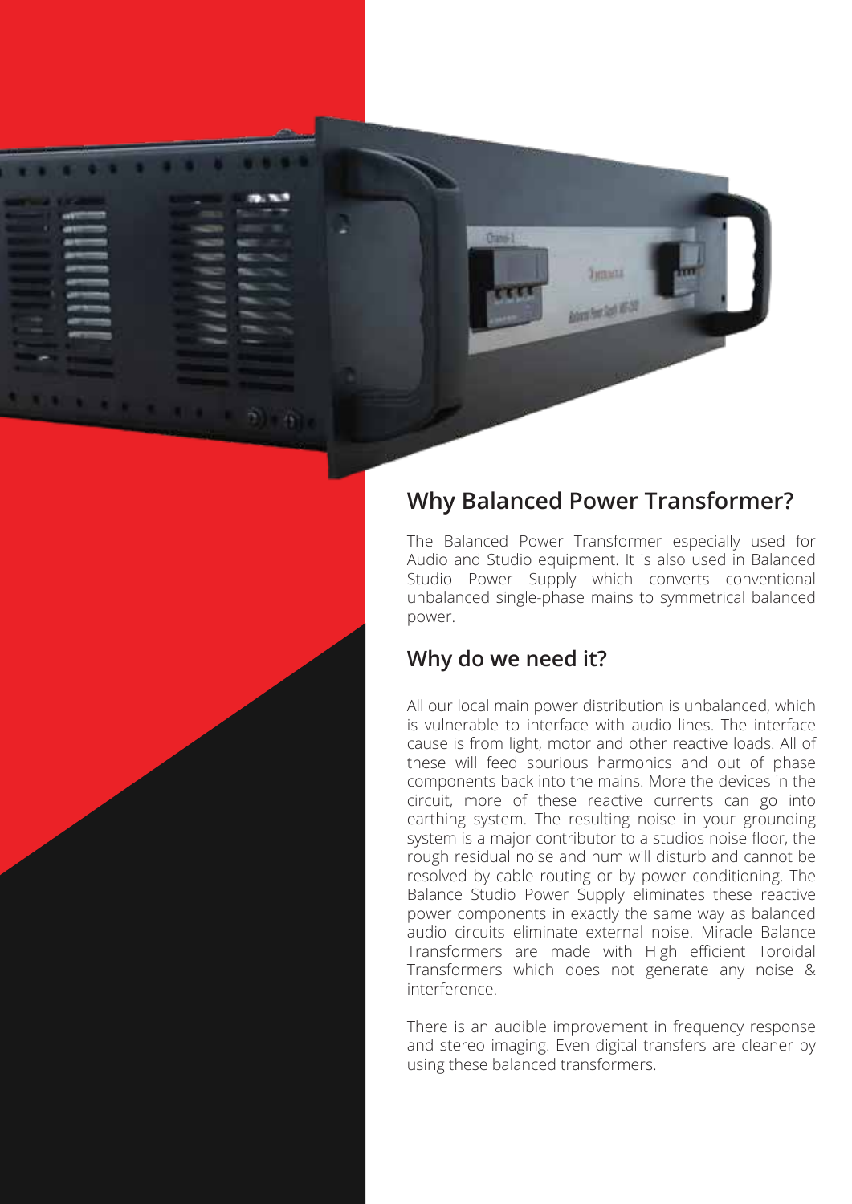## Why Balanced Power Transformer?

The Balanced Power Transformer especially used for Audio and Studio equipment. It is also used in Balanced Studio Power Supply which converts conventional unbalanced single-phase mains to symmetrical balanced power.

## Why do we need it?

All our local main power distribution is unbalanced, which is vulnerable to interface with audio lines. The interface cause is from light, motor and other reactive loads. All of these will feed spurious harmonics and out of phase components back into the mains. More the devices in the circuit, more of these reactive currents can go into earthing system. The resulting noise in your grounding system is a major contributor to a studios noise floor, the rough residual noise and hum will disturb and cannot be resolved by cable routing or by power conditioning. The Balance Studio Power Supply eliminates these reactive power components in exactly the same way as balanced audio circuits eliminate external noise. Miracle Balance Transformers are made with High efficient Toroidal Transformers which does not generate any noise & interference.

There is an audible improvement in frequency response and stereo imaging. Even digital transfers are cleaner by using these balanced transformers.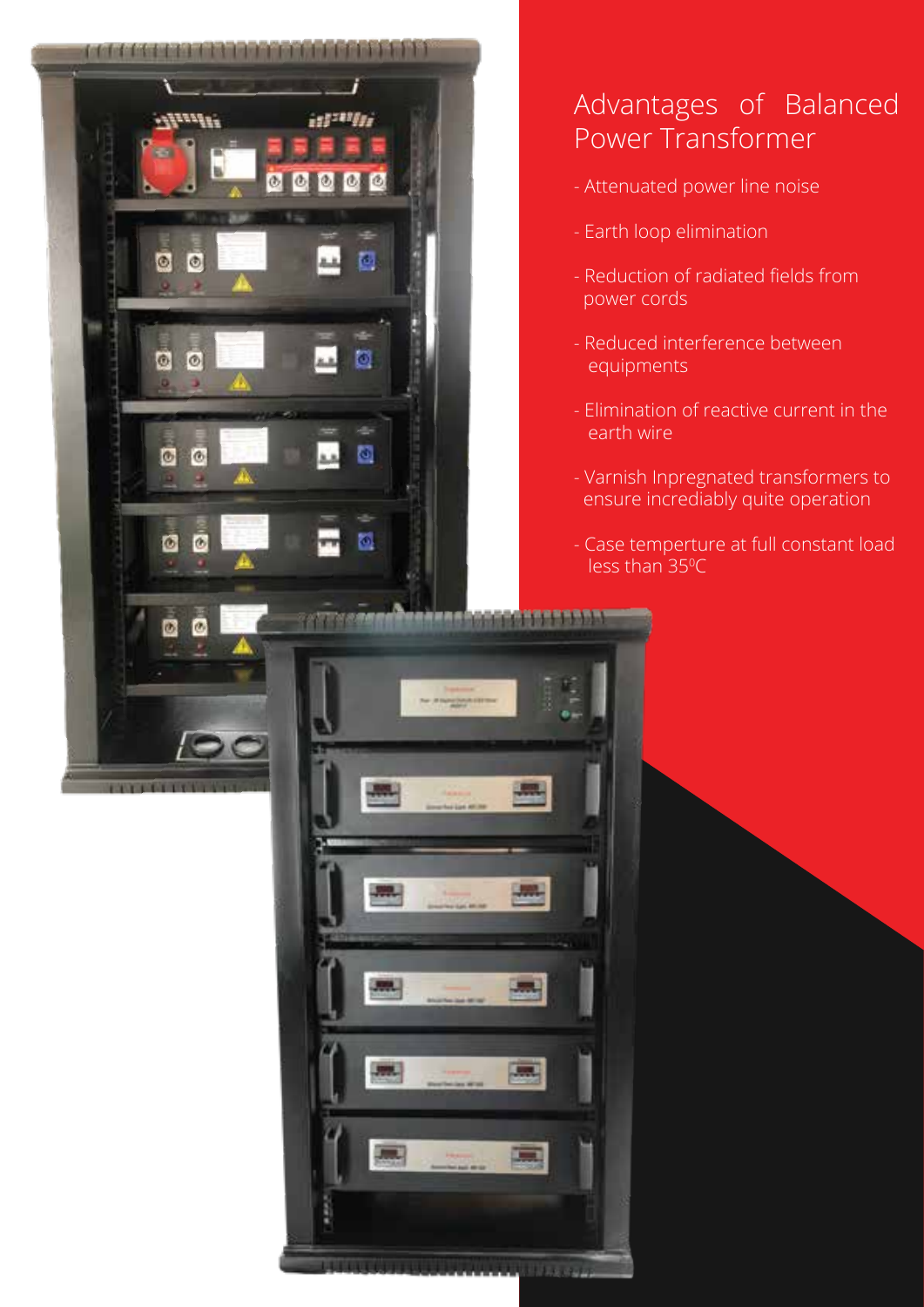# Advantages of Balanced Power Transformer

- Attenuated power line noise
- Earth loop elimination
- Reduction of radiated fields from power cords
- Reduced interference between equipments
- Elimination of reactive current in the earth wire
- Varnish Inpregnated transformers to ensure incrediably quite operation
- Case temperture at full constant load less than 35⁰C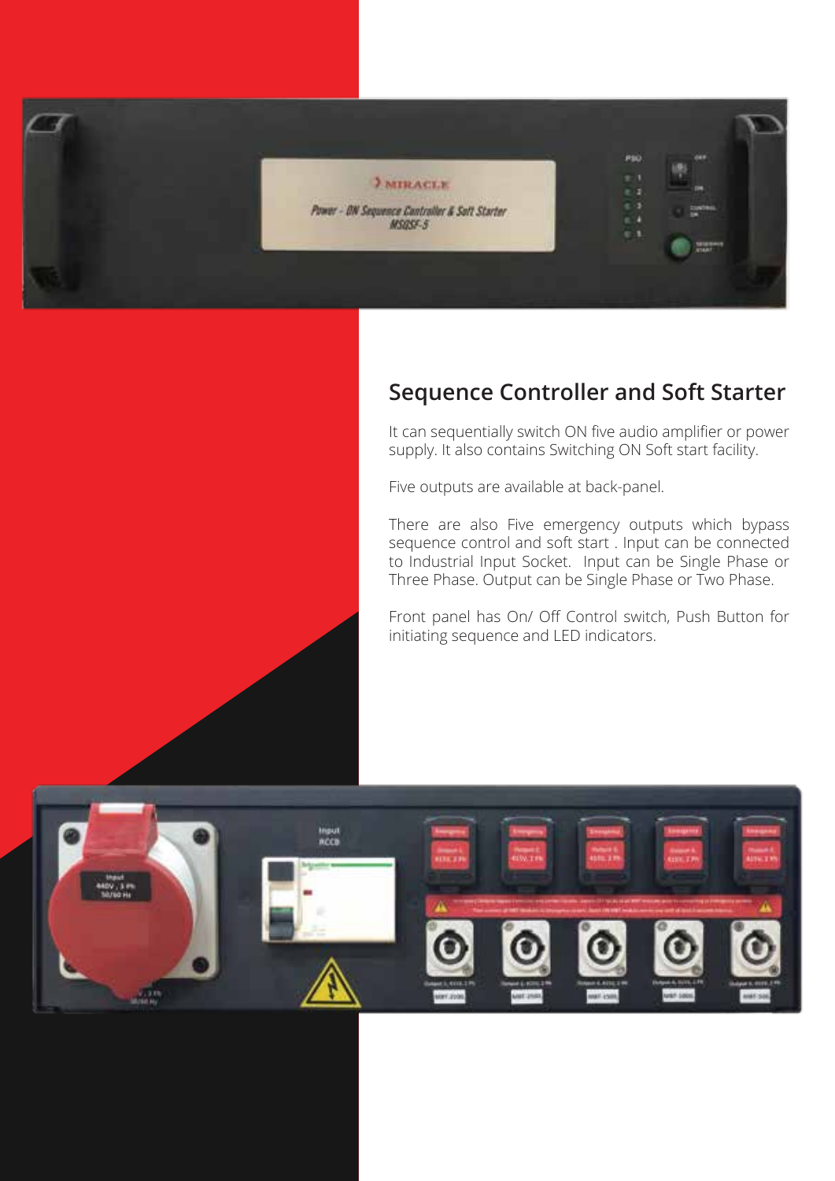## Sequence Controller and Soft Starter

It can sequentially switch ON five audio amplifier or power supply. It also contains Switching ON Soft start facility.

Five outputs are available at back-panel.

There are also Five emergency outputs which bypass sequence control and soft start . Input can be connected to Industrial Input Socket. Input can be Single Phase or Three Phase. Output can be Single Phase or Two Phase.

Front panel has On/ Off Control switch, Push Button for initiating sequence and LED indicators.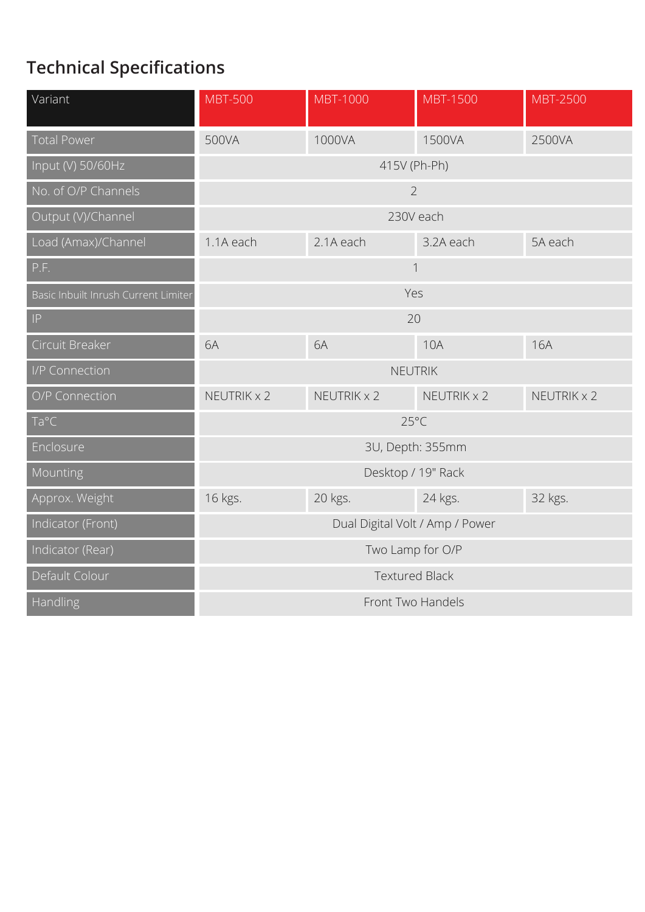## Technical Specifications

| Variant | MBT-500 | MBT-1000 | MBT-1500 | MBT-2500 |
|---|---|---|---|---|
| Total Power | 500VA | 1000VA | 1500VA | 2500VA |
| Input (V) 50/60Hz | 415V (Ph-Ph) | | | |
| No. of O/P Channels | 2 | | | |
| Output (V)/Channel | 230V each | | | |
| Load (Amax)/Channel | 1.1A each | 2.1A each | 3.2A each | 5A each |
| P.F. | 1 | | | |
| Basic Inbuilt Inrush Current Limiter | Yes | | | |
| IP | 20 | | | |
| Circuit Breaker | 6A | 6A | 10A | 16A |
| I/P Connection | NEUTRIK | | | |
| O/P Connection | NEUTRIK x 2 | NEUTRIK x 2 | NEUTRIK x 2 | NEUTRIK x 2 |
| Ta°C | 25°C | | | |
| Enclosure | 3U, Depth: 355mm | | | |
| Mounting | Desktop / 19" Rack | | | |
| Approx. Weight | 16 kgs. | 20 kgs. | 24 kgs. | 32 kgs. |
| Indicator (Front) | Dual Digital Volt / Amp / Power | | | |
| Indicator (Rear) | Two Lamp for O/P | | | |
| Default Colour | Textured Black | | | |
| Handling | Front Two Handels | | | |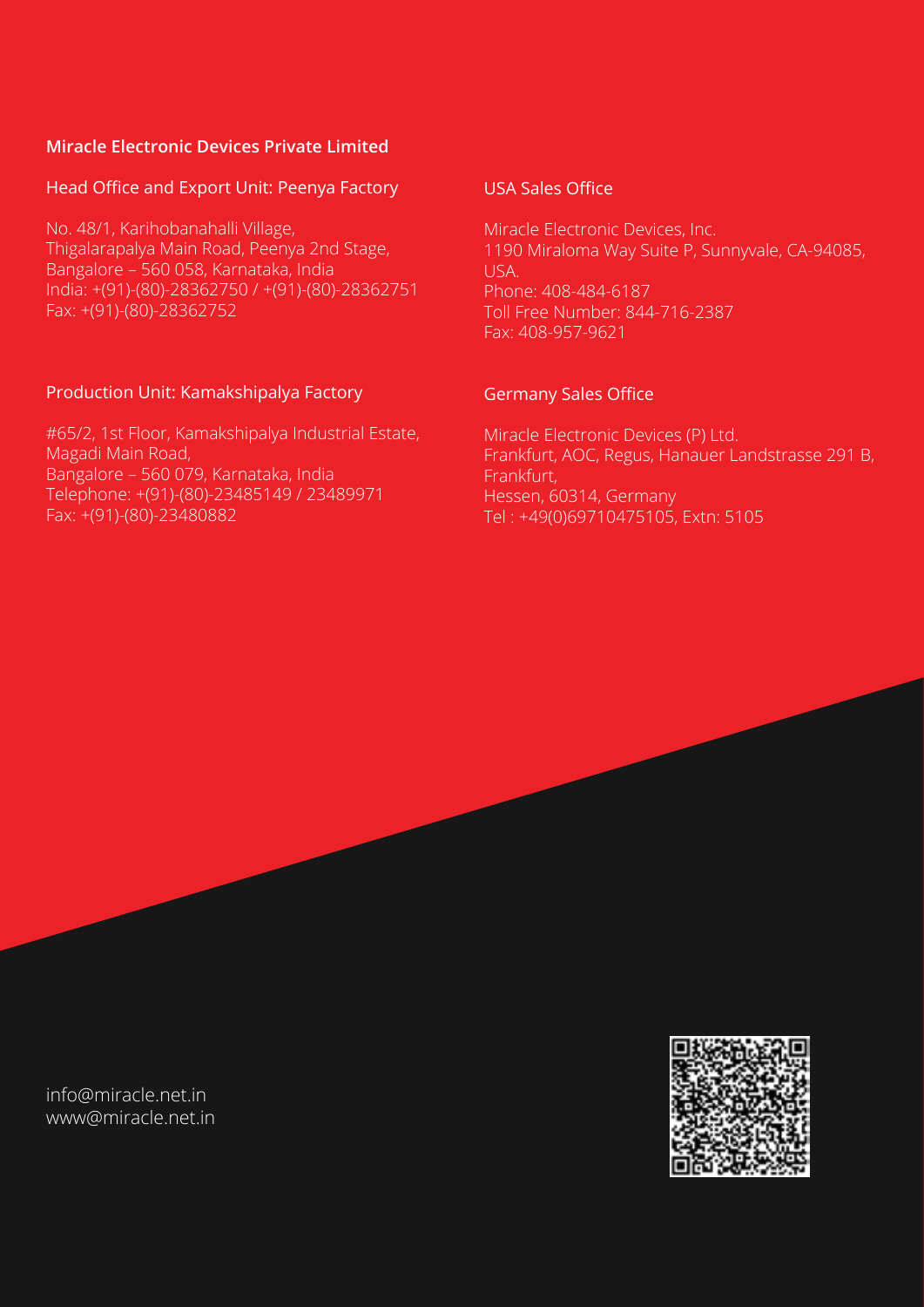## Miracle Electronic Devices Private Limited

### Head Office and Export Unit: Peenya Factory

No. 48/1, Karihobanahalli Village,
Thigalarapalya Main Road, Peenya 2nd Stage,
Bangalore – 560 058, Karnataka, India
India: +(91)-(80)-28362750 / +(91)-(80)-28362751
Fax: +(91)-(80)-28362752

### Production Unit: Kamakshipalya Factory

#65/2, 1st Floor, Kamakshipalya Industrial Estate,
Magadi Main Road,
Bangalore – 560 079, Karnataka, India
Telephone: +(91)-(80)-23485149 / 23489971
Fax: +(91)-(80)-23480882

### USA Sales Office

Miracle Electronic Devices, Inc.
1190 Miraloma Way Suite P, Sunnyvale, CA-94085, USA.
Phone: 408-484-6187
Toll Free Number: 844-716-2387
Fax: 408-957-9621

### Germany Sales Office

Miracle Electronic Devices (P) Ltd.
Frankfurt, AOC, Regus, Hanauer Landstrasse 291 B, Frankfurt,
Hessen, 60314, Germany
Tel : +49(0)69710475105, Extn: 5105

info@miracle.net.in
www@miracle.net.in